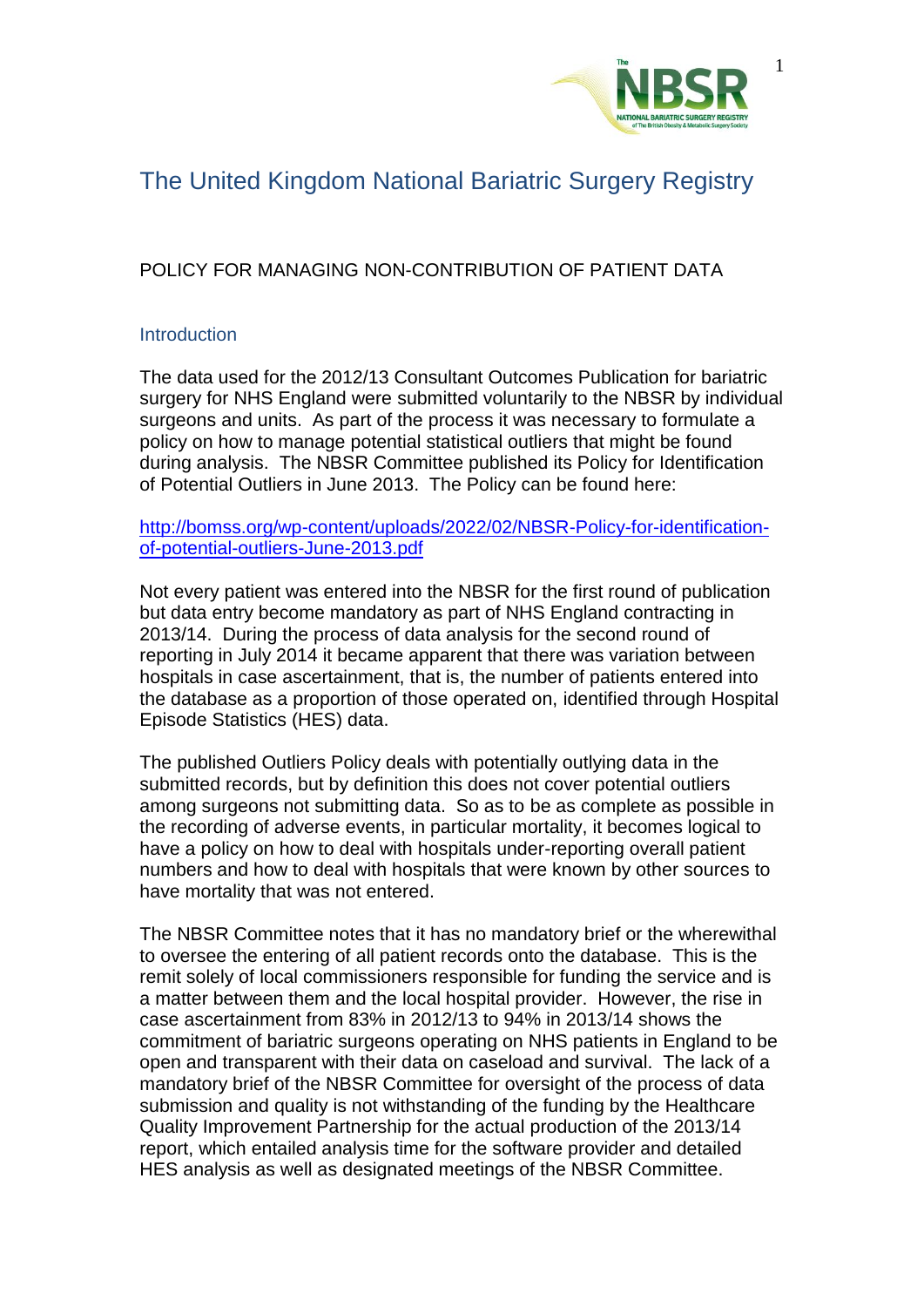# The United Kingdom National Bariatric Surgery Registry

## POLICY FOR MANAGING NON-CONTRIBUTION OF PATIENT DATA

### Introduction

The data used for the 2012/13 Consultant Outcomes Publication for bariatric surgery for NHS England were submitted voluntarily to the NBSR by individual surgeons and units. As part of the process it was necessary to formulate a policy on how to manage potential statistical outliers that might be found during analysis. The NBSR Committee published its Policy for Identification of Potential Outliers in June 2013. The Policy can be found here:

[http://bomss.org/wp-content/uploads/2022/02/NBSR-Policy-for-identification-of-potential-outliers-June-2013.pdf](http://bomss.org/wp-content/uploads/2022/02/NBSR-Policy-for-identification-of-potential-outliers-June-2013.pdf)

Not every patient was entered into the NBSR for the first round of publication but data entry become mandatory as part of NHS England contracting in 2013/14. During the process of data analysis for the second round of reporting in July 2014 it became apparent that there was variation between hospitals in case ascertainment, that is, the number of patients entered into the database as a proportion of those operated on, identified through Hospital Episode Statistics (HES) data.

The published Outliers Policy deals with potentially outlying data in the submitted records, but by definition this does not cover potential outliers among surgeons not submitting data. So as to be as complete as possible in the recording of adverse events, in particular mortality, it becomes logical to have a policy on how to deal with hospitals under-reporting overall patient numbers and how to deal with hospitals that were known by other sources to have mortality that was not entered.

The NBSR Committee notes that it has no mandatory brief or the wherewithal to oversee the entering of all patient records onto the database. This is the remit solely of local commissioners responsible for funding the service and is a matter between them and the local hospital provider. However, the rise in case ascertainment from 83% in 2012/13 to 94% in 2013/14 shows the commitment of bariatric surgeons operating on NHS patients in England to be open and transparent with their data on caseload and survival. The lack of a mandatory brief of the NBSR Committee for oversight of the process of data submission and quality is not withstanding of the funding by the Healthcare Quality Improvement Partnership for the actual production of the 2013/14 report, which entailed analysis time for the software provider and detailed HES analysis as well as designated meetings of the NBSR Committee.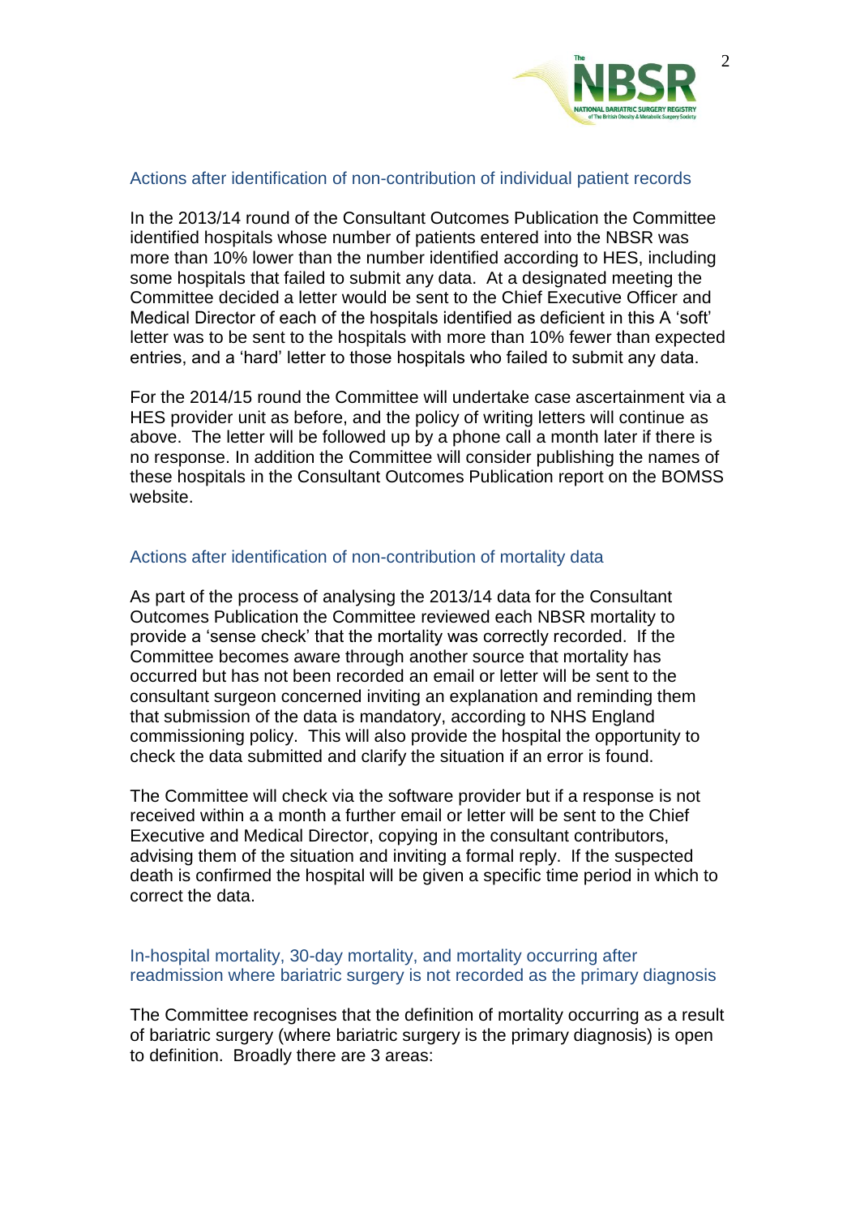## Actions after identification of non-contribution of individual patient records

In the 2013/14 round of the Consultant Outcomes Publication the Committee identified hospitals whose number of patients entered into the NBSR was more than 10% lower than the number identified according to HES, including some hospitals that failed to submit any data. At a designated meeting the Committee decided a letter would be sent to the Chief Executive Officer and Medical Director of each of the hospitals identified as deficient in this A 'soft' letter was to be sent to the hospitals with more than 10% fewer than expected entries, and a 'hard' letter to those hospitals who failed to submit any data.

For the 2014/15 round the Committee will undertake case ascertainment via a HES provider unit as before, and the policy of writing letters will continue as above. The letter will be followed up by a phone call a month later if there is no response. In addition the Committee will consider publishing the names of these hospitals in the Consultant Outcomes Publication report on the BOMSS website.

## Actions after identification of non-contribution of mortality data

As part of the process of analysing the 2013/14 data for the Consultant Outcomes Publication the Committee reviewed each NBSR mortality to provide a 'sense check' that the mortality was correctly recorded. If the Committee becomes aware through another source that mortality has occurred but has not been recorded an email or letter will be sent to the consultant surgeon concerned inviting an explanation and reminding them that submission of the data is mandatory, according to NHS England commissioning policy. This will also provide the hospital the opportunity to check the data submitted and clarify the situation if an error is found.

The Committee will check via the software provider but if a response is not received within a a month a further email or letter will be sent to the Chief Executive and Medical Director, copying in the consultant contributors, advising them of the situation and inviting a formal reply. If the suspected death is confirmed the hospital will be given a specific time period in which to correct the data.

## In-hospital mortality, 30-day mortality, and mortality occurring after readmission where bariatric surgery is not recorded as the primary diagnosis

The Committee recognises that the definition of mortality occurring as a result of bariatric surgery (where bariatric surgery is the primary diagnosis) is open to definition. Broadly there are 3 areas: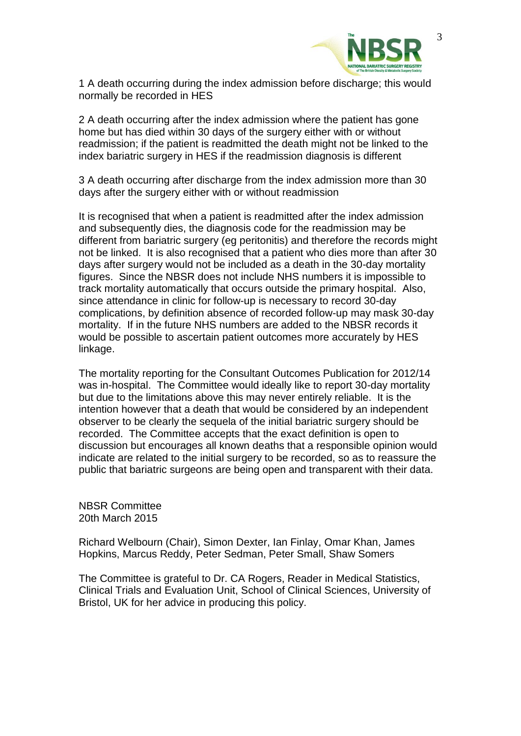1 A death occurring during the index admission before discharge; this would normally be recorded in HES

2 A death occurring after the index admission where the patient has gone home but has died within 30 days of the surgery either with or without readmission; if the patient is readmitted the death might not be linked to the index bariatric surgery in HES if the readmission diagnosis is different

3 A death occurring after discharge from the index admission more than 30 days after the surgery either with or without readmission

It is recognised that when a patient is readmitted after the index admission and subsequently dies, the diagnosis code for the readmission may be different from bariatric surgery (eg peritonitis) and therefore the records might not be linked. It is also recognised that a patient who dies more than after 30 days after surgery would not be included as a death in the 30-day mortality figures. Since the NBSR does not include NHS numbers it is impossible to track mortality automatically that occurs outside the primary hospital. Also, since attendance in clinic for follow-up is necessary to record 30-day complications, by definition absence of recorded follow-up may mask 30-day mortality. If in the future NHS numbers are added to the NBSR records it would be possible to ascertain patient outcomes more accurately by HES linkage.

The mortality reporting for the Consultant Outcomes Publication for 2012/14 was in-hospital. The Committee would ideally like to report 30-day mortality but due to the limitations above this may never entirely reliable. It is the intention however that a death that would be considered by an independent observer to be clearly the sequela of the initial bariatric surgery should be recorded. The Committee accepts that the exact definition is open to discussion but encourages all known deaths that a responsible opinion would indicate are related to the initial surgery to be recorded, so as to reassure the public that bariatric surgeons are being open and transparent with their data.

NBSR Committee
20th March 2015

Richard Welbourn (Chair), Simon Dexter, Ian Finlay, Omar Khan, James Hopkins, Marcus Reddy, Peter Sedman, Peter Small, Shaw Somers

The Committee is grateful to Dr. CA Rogers, Reader in Medical Statistics, Clinical Trials and Evaluation Unit, School of Clinical Sciences, University of Bristol, UK for her advice in producing this policy.